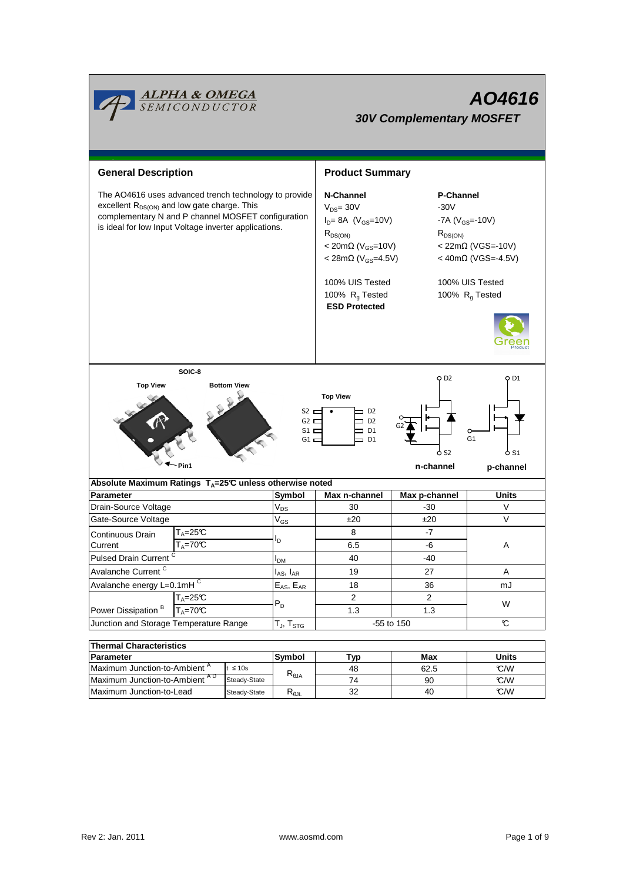# AO4616

## 30V Complementary MOSFET

## General Description

The AO4616 uses advanced trench technology to provide excellent $R_{DS(ON)}$ and low gate charge. This complementary N and P channel MOSFET configuration is ideal for low Input Voltage inverter applications.

## Product Summary

| N-Channel | P-Channel |
|---|---|
| $V_{DS}$= 30V | -30V |
| $I_D$= 8A ($V_{GS}$=10V) | -7A ($V_{GS}$=-10V) |
| $R_{DS(ON)}$ | $R_{DS(ON)}$ |
| < 20mΩ ($V_{GS}$=10V) | < 22mΩ (VGS=-10V) |
| < 28mΩ ($V_{GS}$=4.5V) | < 40mΩ (VGS=-4.5V) |
| 100% UIS Tested | 100% UIS Tested |
| 100% $R_g$ Tested | 100% $R_g$ Tested |
| **ESD Protected** | |

SOIC-8

Top View — Bottom View — Pin1

Top View: S2, G2, S1, G1 / D2, D2, D1, D1

n-channel — p-channel

## Absolute Maximum Ratings $T_A$=25°C unless otherwise noted

| Parameter | | Symbol | Max n-channel | Max p-channel | Units |
|---|---|---|---|---|---|
| Drain-Source Voltage | | $V_{DS}$ | 30 | -30 | V |
| Gate-Source Voltage | | $V_{GS}$ | ±20 | ±20 | V |
| Continuous Drain Current | $T_A$=25°C | $I_D$ | 8 | -7 | A |
| | $T_A$=70°C | | 6.5 | -6 | |
| Pulsed Drain Current [C] | | $I_{DM}$ | 40 | -40 | |
| Avalanche Current [C] | | $I_{AS}$, $I_{AR}$ | 19 | 27 | A |
| Avalanche energy L=0.1mH [C] | | $E_{AS}$, $E_{AR}$ | 18 | 36 | mJ |
| Power Dissipation [B] | $T_A$=25°C | $P_D$ | 2 | 2 | W |
| | $T_A$=70°C | | 1.3 | 1.3 | |
| Junction and Storage Temperature Range | | $T_J$, $T_{STG}$ | -55 to 150 | | °C |

## Thermal Characteristics

| Parameter | | Symbol | Typ | Max | Units |
|---|---|---|---|---|---|
| Maximum Junction-to-Ambient [A] | t ≤ 10s | $R_{\theta JA}$ | 48 | 62.5 | °C/W |
| Maximum Junction-to-Ambient [A D] | Steady-State | | 74 | 90 | °C/W |
| Maximum Junction-to-Lead | Steady-State | $R_{\theta JL}$ | 32 | 40 | °C/W |

Rev 2: Jan. 2011 www.aosmd.com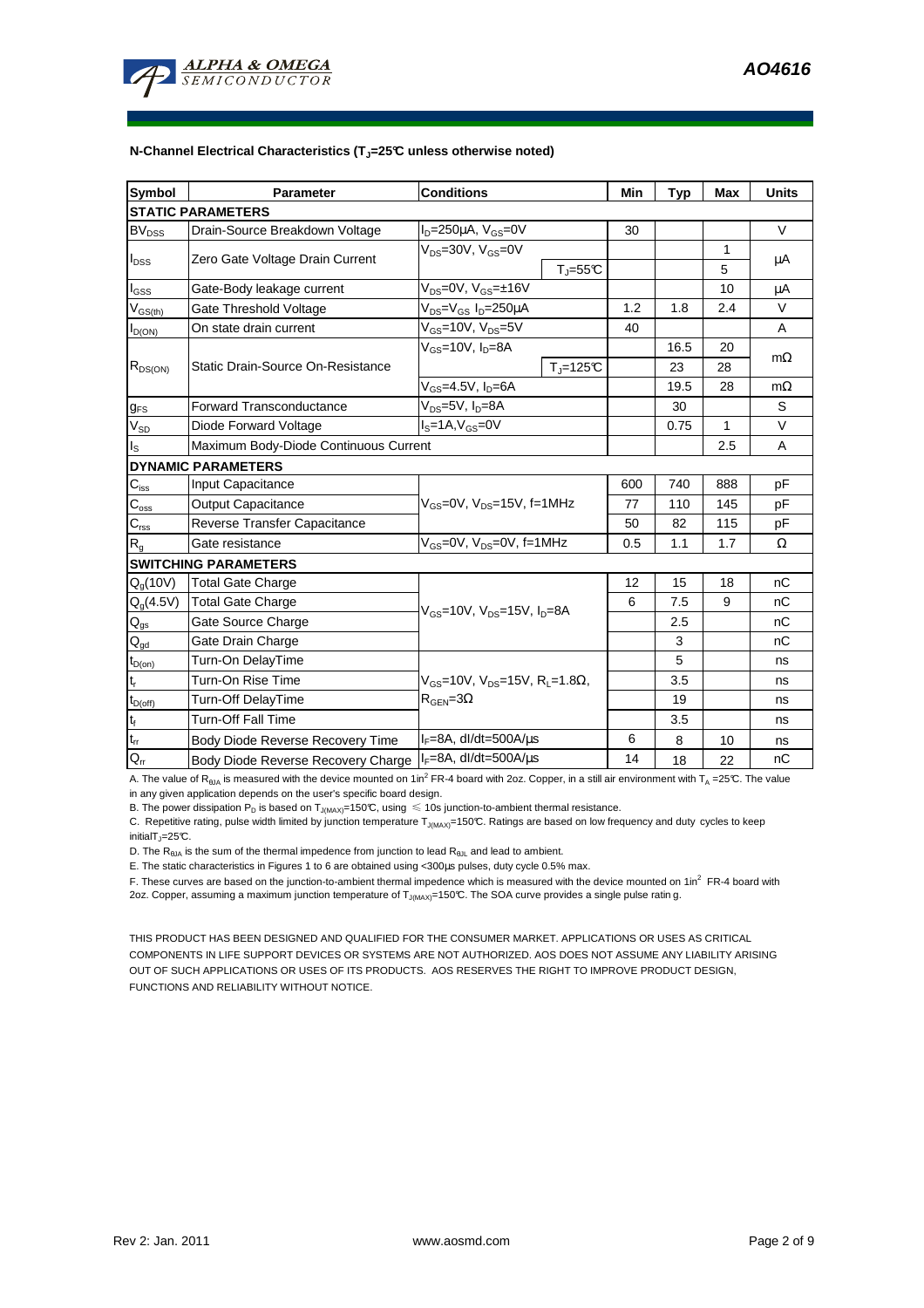**N-Channel Electrical Characteristics ($T_J$=25°C unless otherwise noted)**

| Symbol | Parameter | Conditions | | Min | Typ | Max | Units |
|---|---|---|---|---|---|---|---|
| **STATIC PARAMETERS** | | | | | | | |
| $BV_{DSS}$ | Drain-Source Breakdown Voltage | $I_D$=250µA, $V_{GS}$=0V | | 30 | | | V |
| $I_{DSS}$ | Zero Gate Voltage Drain Current | $V_{DS}$=30V, $V_{GS}$=0V | | | | 1 | µA |
| | | | $T_J$=55°C | | | 5 | |
| $I_{GSS}$ | Gate-Body leakage current | $V_{DS}$=0V, $V_{GS}$=±16V | | | | 10 | µA |
| $V_{GS(th)}$ | Gate Threshold Voltage | $V_{DS}$=$V_{GS}$ $I_D$=250µA | | 1.2 | 1.8 | 2.4 | V |
| $I_{D(ON)}$ | On state drain current | $V_{GS}$=10V, $V_{DS}$=5V | | 40 | | | A |
| $R_{DS(ON)}$ | Static Drain-Source On-Resistance | $V_{GS}$=10V, $I_D$=8A | | | 16.5 | 20 | mΩ |
| | | | $T_J$=125°C | | 23 | 28 | |
| | | $V_{GS}$=4.5V, $I_D$=6A | | | 19.5 | 28 | mΩ |
| $g_{FS}$ | Forward Transconductance | $V_{DS}$=5V, $I_D$=8A | | | 30 | | S |
| $V_{SD}$ | Diode Forward Voltage | $I_S$=1A,$V_{GS}$=0V | | | 0.75 | 1 | V |
| $I_S$ | Maximum Body-Diode Continuous Current | | | | | 2.5 | A |
| **DYNAMIC PARAMETERS** | | | | | | | |
| $C_{iss}$ | Input Capacitance | $V_{GS}$=0V, $V_{DS}$=15V, f=1MHz | | 600 | 740 | 888 | pF |
| $C_{oss}$ | Output Capacitance | | | 77 | 110 | 145 | pF |
| $C_{rss}$ | Reverse Transfer Capacitance | | | 50 | 82 | 115 | pF |
| $R_g$ | Gate resistance | $V_{GS}$=0V, $V_{DS}$=0V, f=1MHz | | 0.5 | 1.1 | 1.7 | Ω |
| **SWITCHING PARAMETERS** | | | | | | | |
| $Q_g$(10V) | Total Gate Charge | $V_{GS}$=10V, $V_{DS}$=15V, $I_D$=8A | | 12 | 15 | 18 | nC |
| $Q_g$(4.5V) | Total Gate Charge | | | 6 | 7.5 | 9 | nC |
| $Q_{gs}$ | Gate Source Charge | | | | 2.5 | | nC |
| $Q_{gd}$ | Gate Drain Charge | | | | 3 | | nC |
| $t_{D(on)}$ | Turn-On DelayTime | $V_{GS}$=10V, $V_{DS}$=15V, $R_L$=1.8Ω, $R_{GEN}$=3Ω | | | 5 | | ns |
| $t_r$ | Turn-On Rise Time | | | | 3.5 | | ns |
| $t_{D(off)}$ | Turn-Off DelayTime | | | | 19 | | ns |
| $t_f$ | Turn-Off Fall Time | | | | 3.5 | | ns |
| $t_{rr}$ | Body Diode Reverse Recovery Time | $I_F$=8A, dI/dt=500A/µs | | 6 | 8 | 10 | ns |
| $Q_{rr}$ | Body Diode Reverse Recovery Charge | $I_F$=8A, dI/dt=500A/µs | | 14 | 18 | 22 | nC |

A. The value of $R_{\theta JA}$ is measured with the device mounted on 1in$^2$ FR-4 board with 2oz. Copper, in a still air environment with $T_A$ =25°C. The value in any given application depends on the user's specific board design.

B. The power dissipation $P_D$ is based on $T_{J(MAX)}$=150°C, using ≤ 10s junction-to-ambient thermal resistance.

C. Repetitive rating, pulse width limited by junction temperature $T_{J(MAX)}$=150°C. Ratings are based on low frequency and duty cycles to keep initial $T_J$=25°C.

D. The $R_{\theta JA}$ is the sum of the thermal impedence from junction to lead $R_{\theta JL}$ and lead to ambient.

E. The static characteristics in Figures 1 to 6 are obtained using <300µs pulses, duty cycle 0.5% max.

F. These curves are based on the junction-to-ambient thermal impedence which is measured with the device mounted on 1in$^2$ FR-4 board with 2oz. Copper, assuming a maximum junction temperature of $T_{J(MAX)}$=150°C. The SOA curve provides a single pulse rating.

THIS PRODUCT HAS BEEN DESIGNED AND QUALIFIED FOR THE CONSUMER MARKET. APPLICATIONS OR USES AS CRITICAL COMPONENTS IN LIFE SUPPORT DEVICES OR SYSTEMS ARE NOT AUTHORIZED. AOS DOES NOT ASSUME ANY LIABILITY ARISING OUT OF SUCH APPLICATIONS OR USES OF ITS PRODUCTS. AOS RESERVES THE RIGHT TO IMPROVE PRODUCT DESIGN, FUNCTIONS AND RELIABILITY WITHOUT NOTICE.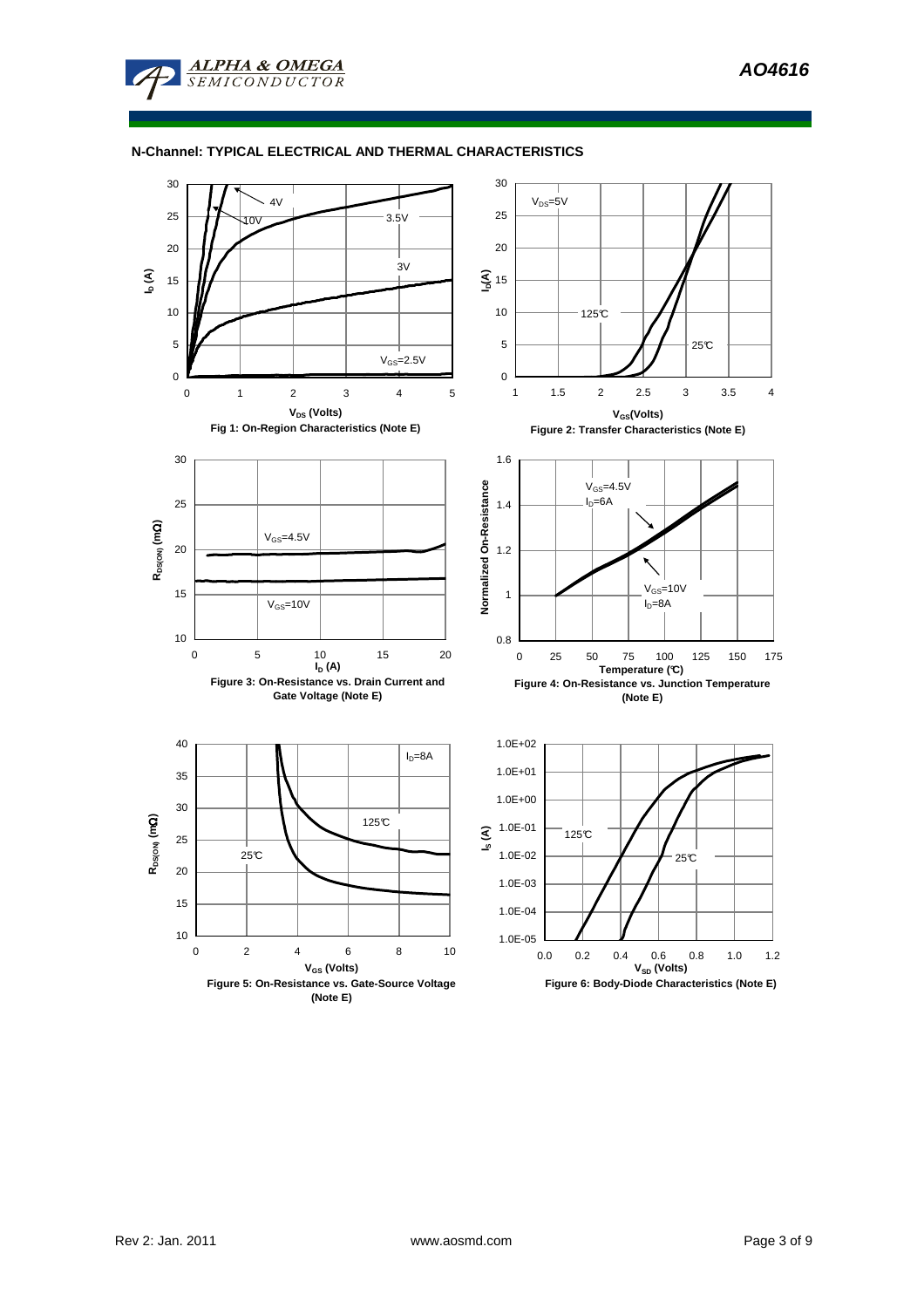## N-Channel: TYPICAL ELECTRICAL AND THERMAL CHARACTERISTICS

Fig 1: On-Region Characteristics (Note E)

Figure 2: Transfer Characteristics (Note E)

Figure 3: On-Resistance vs. Drain Current and Gate Voltage (Note E)

Figure 4: On-Resistance vs. Junction Temperature (Note E)

Figure 5: On-Resistance vs. Gate-Source Voltage (Note E)

Figure 6: Body-Diode Characteristics (Note E)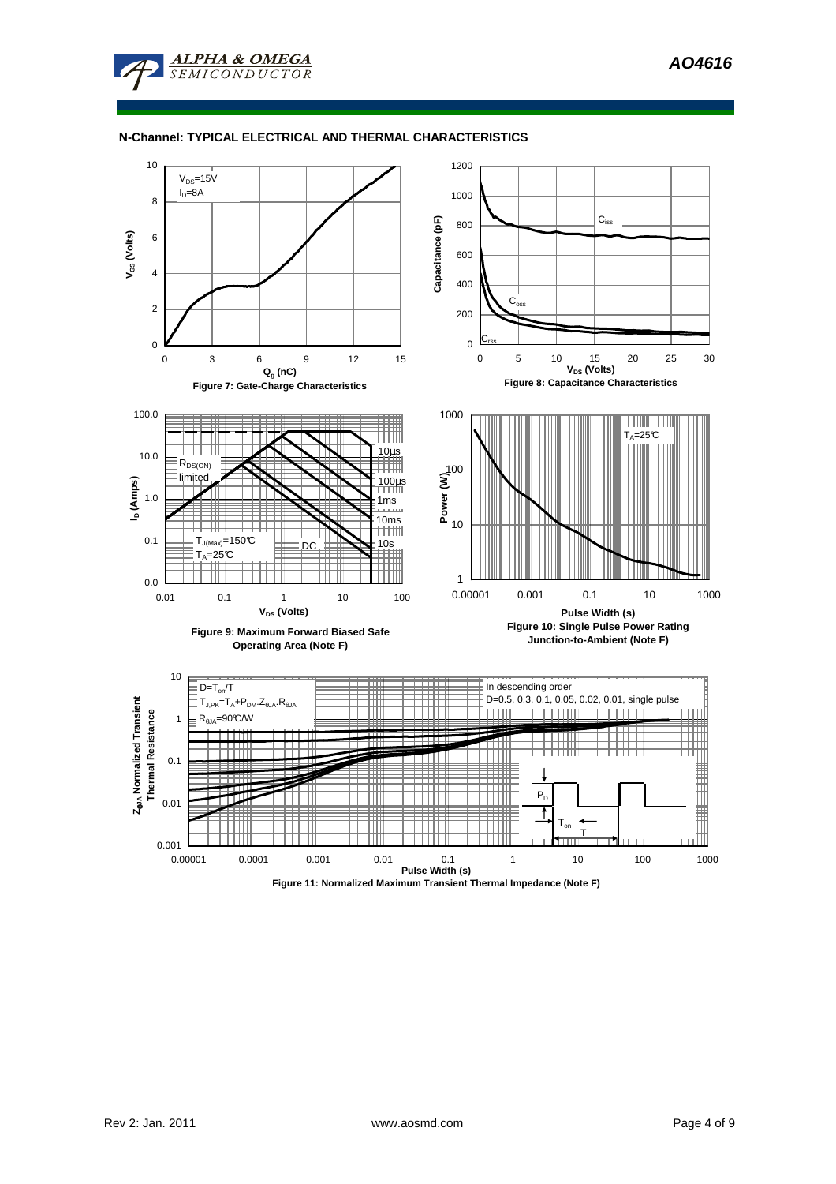## N-Channel: TYPICAL ELECTRICAL AND THERMAL CHARACTERISTICS

$V_{DS}$=15V
$I_D$=8A

**Figure 7: Gate-Charge Characteristics**

$C_{iss}$, $C_{oss}$, $C_{rss}$

**Figure 8: Capacitance Characteristics**

$R_{DS(ON)}$ limited
$T_{J(Max)}$=150°C
$T_A$=25°C
10µs, 100µs, 1ms, 10ms, 10s, DC

**Figure 9: Maximum Forward Biased Safe Operating Area (Note F)**

$T_A$=25°C

**Figure 10: Single Pulse Power Rating Junction-to-Ambient (Note F)**

$D=T_{on}/T$
$T_{J,PK}=T_A+P_{DM}.Z_{\theta JA}.R_{\theta JA}$
$R_{\theta JA}$=90°C/W

In descending order
D=0.5, 0.3, 0.1, 0.05, 0.02, 0.01, single pulse

**Figure 11: Normalized Maximum Transient Thermal Impedance (Note F)**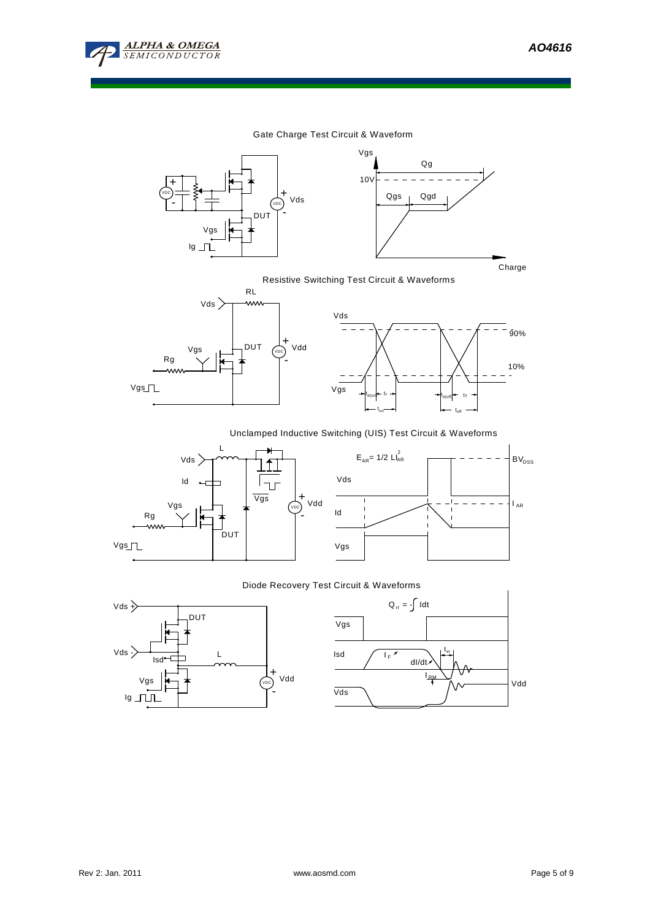## Gate Charge Test Circuit & Waveform

VDC

Vds

DUT

Vgs

Ig

Vgs

Qg

10V

Qgs

Qgd

Charge

## Resistive Switching Test Circuit & Waveforms

RL

Vds

Vgs

DUT

Vdd

Rg

Vgs

Vds

90%

10%

Vgs

$t_{d(on)}$ $t_r$

$t_{on}$

$t_{d(off)}$ $t_f$

$t_{off}$

## Unclamped Inductive Switching (UIS) Test Circuit & Waveforms

L

Vds

Id

Vgs

Rg

Vgs

DUT

Vgs

Vdd

$E_{AR} = 1/2\ LI_{AR}^2$

$BV_{DSS}$

Vds

Id

$I_{AR}$

Vgs

## Diode Recovery Test Circuit & Waveforms

Vds +

DUT

Vds -

Isd

L

Vgs

Ig

Vdd

$Q_{rr} = -\int Idt$

Vgs

Isd

$I_F$

dI/dt

$t_{rr}$

$I_{RM}$

Vds

Vdd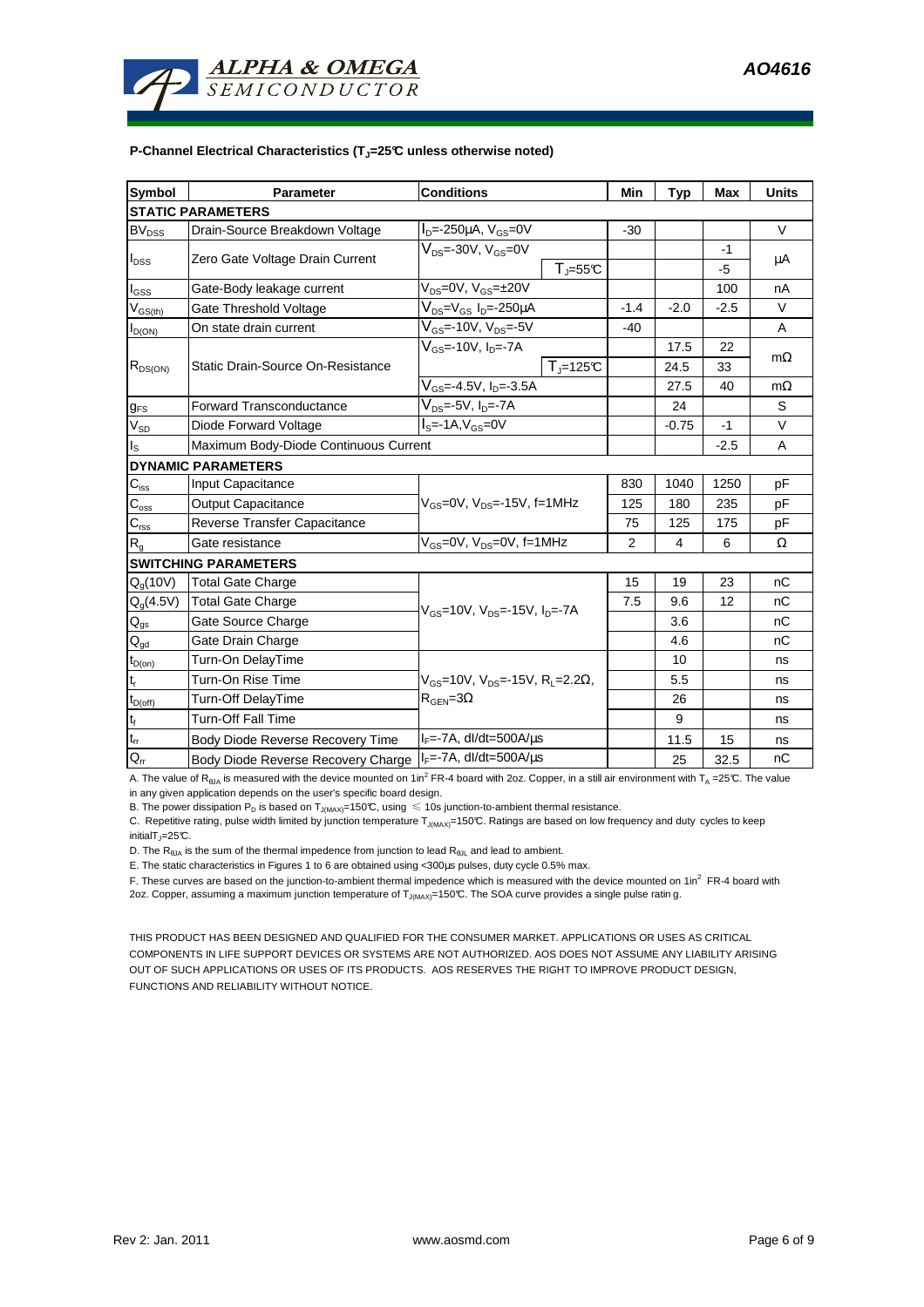**P-Channel Electrical Characteristics ($T_J$=25°C unless otherwise noted)**

| Symbol | Parameter | Conditions | | Min | Typ | Max | Units |
|---|---|---|---|---|---|---|---|
| **STATIC PARAMETERS** | | | | | | | |
| $BV_{DSS}$ | Drain-Source Breakdown Voltage | $I_D$=-250µA, $V_{GS}$=0V | | -30 | | | V |
| $I_{DSS}$ | Zero Gate Voltage Drain Current | $V_{DS}$=-30V, $V_{GS}$=0V | | | | -1 | µA |
| | | | $T_J$=55°C | | | -5 | |
| $I_{GSS}$ | Gate-Body leakage current | $V_{DS}$=0V, $V_{GS}$=±20V | | | | 100 | nA |
| $V_{GS(th)}$ | Gate Threshold Voltage | $V_{DS}$=$V_{GS}$ $I_D$=-250µA | | -1.4 | -2.0 | -2.5 | V |
| $I_{D(ON)}$ | On state drain current | $V_{GS}$=-10V, $V_{DS}$=-5V | | -40 | | | A |
| $R_{DS(ON)}$ | Static Drain-Source On-Resistance | $V_{GS}$=-10V, $I_D$=-7A | | | 17.5 | 22 | mΩ |
| | | | $T_J$=125°C | | 24.5 | 33 | |
| | | $V_{GS}$=-4.5V, $I_D$=-3.5A | | | 27.5 | 40 | mΩ |
| $g_{FS}$ | Forward Transconductance | $V_{DS}$=-5V, $I_D$=-7A | | | 24 | | S |
| $V_{SD}$ | Diode Forward Voltage | $I_S$=-1A,$V_{GS}$=0V | | | -0.75 | -1 | V |
| $I_S$ | Maximum Body-Diode Continuous Current | | | | | -2.5 | A |
| **DYNAMIC PARAMETERS** | | | | | | | |
| $C_{iss}$ | Input Capacitance | $V_{GS}$=0V, $V_{DS}$=-15V, f=1MHz | | 830 | 1040 | 1250 | pF |
| $C_{oss}$ | Output Capacitance | | | 125 | 180 | 235 | pF |
| $C_{rss}$ | Reverse Transfer Capacitance | | | 75 | 125 | 175 | pF |
| $R_g$ | Gate resistance | $V_{GS}$=0V, $V_{DS}$=0V, f=1MHz | | 2 | 4 | 6 | Ω |
| **SWITCHING PARAMETERS** | | | | | | | |
| $Q_g$(10V) | Total Gate Charge | $V_{GS}$=10V, $V_{DS}$=-15V, $I_D$=-7A | | 15 | 19 | 23 | nC |
| $Q_g$(4.5V) | Total Gate Charge | | | 7.5 | 9.6 | 12 | nC |
| $Q_{gs}$ | Gate Source Charge | | | | 3.6 | | nC |
| $Q_{gd}$ | Gate Drain Charge | | | | 4.6 | | nC |
| $t_{D(on)}$ | Turn-On DelayTime | $V_{GS}$=10V, $V_{DS}$=-15V, $R_L$=2.2Ω, $R_{GEN}$=3Ω | | | 10 | | ns |
| $t_r$ | Turn-On Rise Time | | | | 5.5 | | ns |
| $t_{D(off)}$ | Turn-Off DelayTime | | | | 26 | | ns |
| $t_f$ | Turn-Off Fall Time | | | | 9 | | ns |
| $t_{rr}$ | Body Diode Reverse Recovery Time | $I_F$=-7A, dI/dt=500A/µs | | | 11.5 | 15 | ns |
| $Q_{rr}$ | Body Diode Reverse Recovery Charge | $I_F$=-7A, dI/dt=500A/µs | | | 25 | 32.5 | nC |

A. The value of $R_{\theta JA}$ is measured with the device mounted on 1in$^2$ FR-4 board with 2oz. Copper, in a still air environment with $T_A$ =25°C. The value in any given application depends on the user's specific board design.

B. The power dissipation $P_D$ is based on $T_{J(MAX)}$=150°C, using ≤ 10s junction-to-ambient thermal resistance.

C. Repetitive rating, pulse width limited by junction temperature $T_{J(MAX)}$=150°C. Ratings are based on low frequency and duty cycles to keep initial $T_J$=25°C.

D. The $R_{\theta JA}$ is the sum of the thermal impedence from junction to lead $R_{\theta JL}$ and lead to ambient.

E. The static characteristics in Figures 1 to 6 are obtained using <300µs pulses, duty cycle 0.5% max.

F. These curves are based on the junction-to-ambient thermal impedence which is measured with the device mounted on 1in$^2$ FR-4 board with 2oz. Copper, assuming a maximum junction temperature of $T_{J(MAX)}$=150°C. The SOA curve provides a single pulse rating.

THIS PRODUCT HAS BEEN DESIGNED AND QUALIFIED FOR THE CONSUMER MARKET. APPLICATIONS OR USES AS CRITICAL COMPONENTS IN LIFE SUPPORT DEVICES OR SYSTEMS ARE NOT AUTHORIZED. AOS DOES NOT ASSUME ANY LIABILITY ARISING OUT OF SUCH APPLICATIONS OR USES OF ITS PRODUCTS. AOS RESERVES THE RIGHT TO IMPROVE PRODUCT DESIGN, FUNCTIONS AND RELIABILITY WITHOUT NOTICE.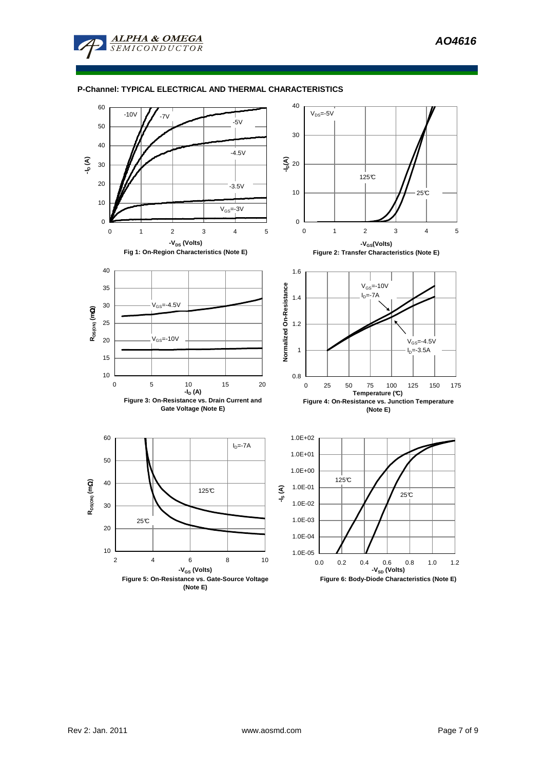## P-Channel: TYPICAL ELECTRICAL AND THERMAL CHARACTERISTICS

Fig 1: On-Region Characteristics (Note E)

Figure 2: Transfer Characteristics (Note E)

Figure 3: On-Resistance vs. Drain Current and Gate Voltage (Note E)

Figure 4: On-Resistance vs. Junction Temperature (Note E)

Figure 5: On-Resistance vs. Gate-Source Voltage (Note E)

Figure 6: Body-Diode Characteristics (Note E)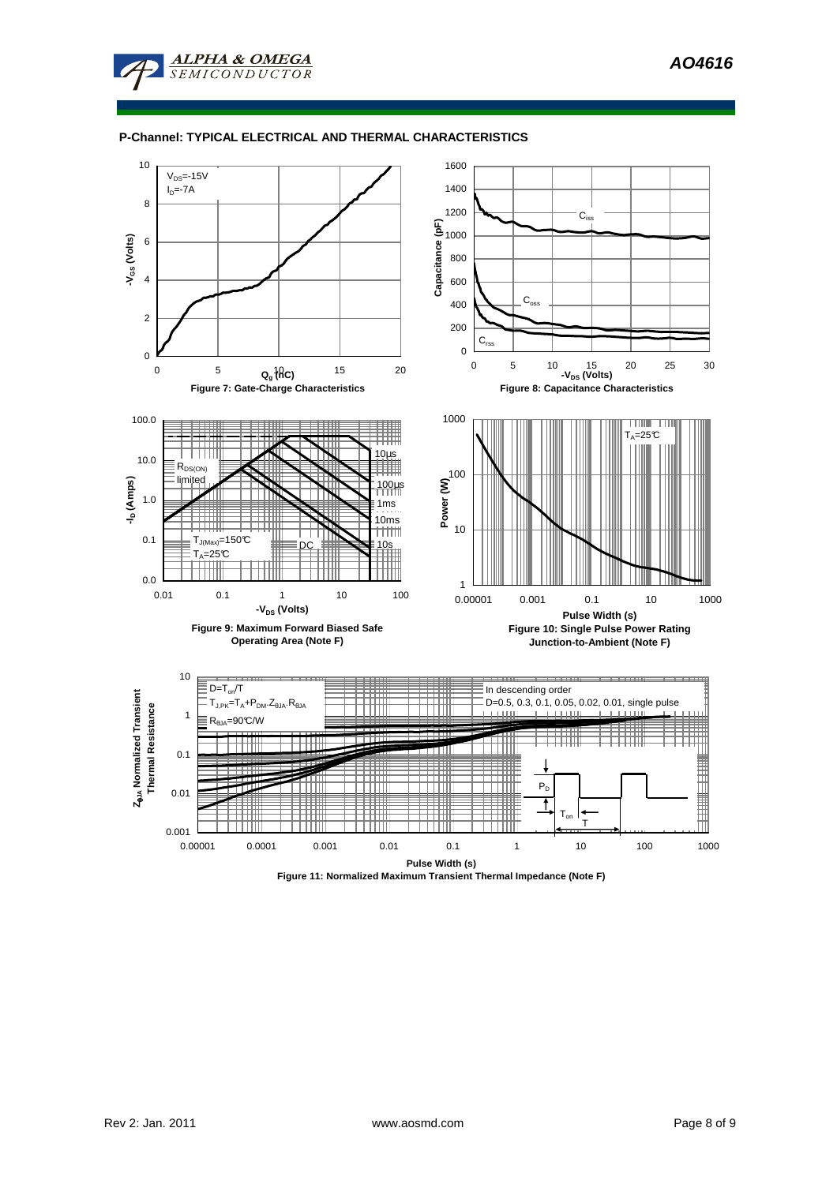## P-Channel: TYPICAL ELECTRICAL AND THERMAL CHARACTERISTICS

$V_{DS}$=-15V
$I_D$=-7A

**Figure 7: Gate-Charge Characteristics**

**Figure 8: Capacitance Characteristics**

$R_{DS(ON)}$ limited
$T_{J(Max)}$=150°C
$T_A$=25°C

**Figure 9: Maximum Forward Biased Safe Operating Area (Note F)**

$T_A$=25°C

**Figure 10: Single Pulse Power Rating Junction-to-Ambient (Note F)**

D=$T_{on}$/T
$T_{J,PK}=T_A+P_{DM}.Z_{\theta JA}.R_{\theta JA}$
$R_{\theta JA}$=90°C/W

In descending order
D=0.5, 0.3, 0.1, 0.05, 0.02, 0.01, single pulse

**Figure 11: Normalized Maximum Transient Thermal Impedance (Note F)**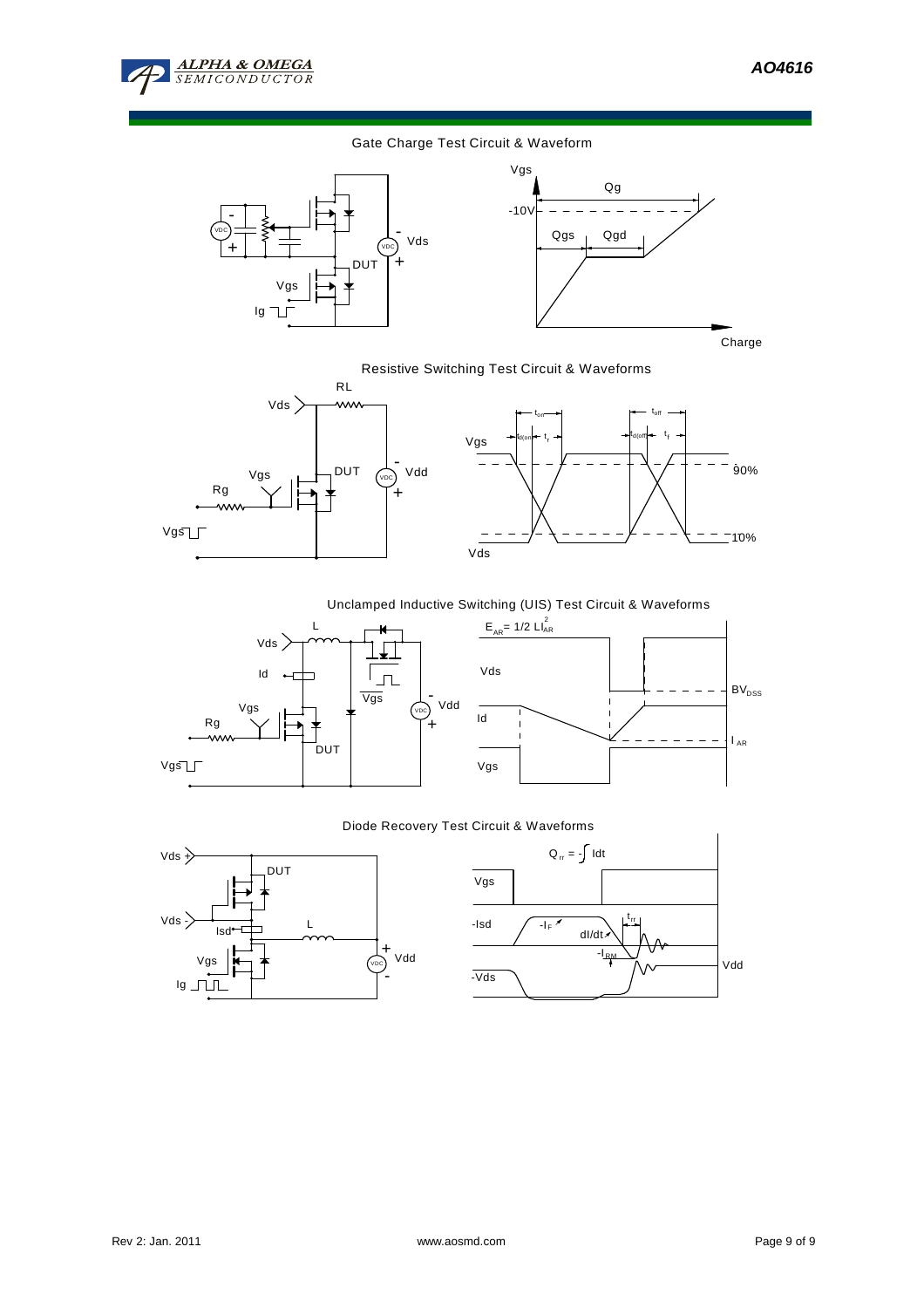## Gate Charge Test Circuit & Waveform

VDC
\-
\+
VDC
\-
\+
Vds
DUT
Vgs
Ig

Vgs
Qg
-10V
Qgs
Qgd
Charge

## Resistive Switching Test Circuit & Waveforms

RL
Vds
Vgs
Rg
DUT
VDC
\-
\+
Vdd
Vgs

$t_{on}$
$t_{d(on)}$
$t_r$
$t_{off}$
$t_{d(off)}$
$t_f$
Vgs
90%
10%
Vds

## Unclamped Inductive Switching (UIS) Test Circuit & Waveforms

L
Vds
Id
Vgs
Rg
Vgs
DUT
Vgs
VDC
\-
\+
Vdd

$E_{AR} = 1/2\ LI_{AR}^2$
Vds
$BV_{DSS}$
Id
$I_{AR}$
Vgs

## Diode Recovery Test Circuit & Waveforms

Vds +
DUT
Vds -
Isd
L
Vgs
Ig
VDC
\+
\-
Vdd

$Q_{rr} = -\int Idt$
Vgs
-Isd
$-I_F$
dI/dt
$t_{rr}$
$-I_{RM}$
-Vds
Vdd